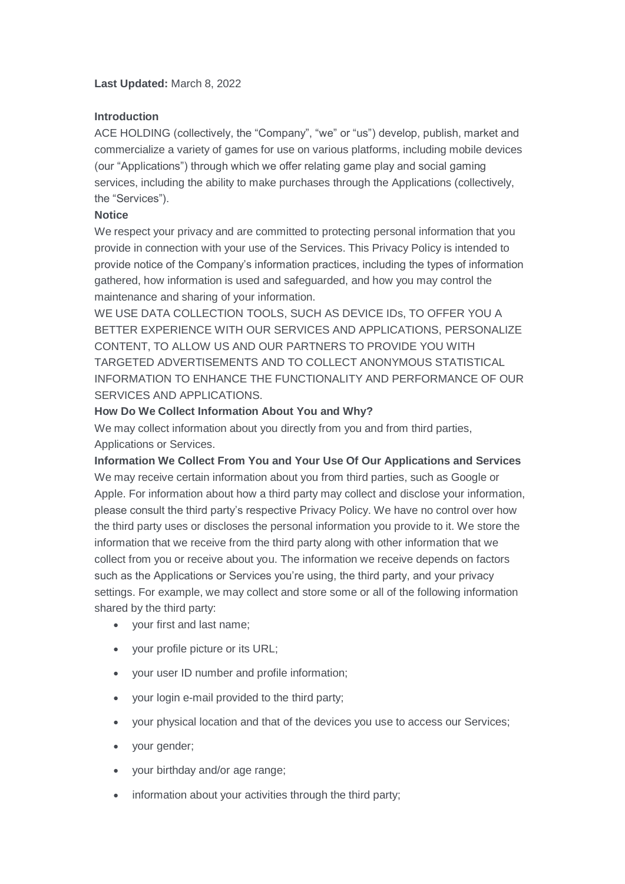**Last Updated:** March 8, 2022

**Introduction**

ACE HOLDING (collectively, the "Company", "we" or "us") develop, publish, market and commercialize a variety of games for use on various platforms, including mobile devices (our "Applications") through which we offer relating game play and social gaming services, including the ability to make purchases through the Applications (collectively, the "Services").

**Notice**

We respect your privacy and are committed to protecting personal information that you provide in connection with your use of the Services. This Privacy Policy is intended to provide notice of the Company's information practices, including the types of information gathered, how information is used and safeguarded, and how you may control the maintenance and sharing of your information.

WE USE DATA COLLECTION TOOLS, SUCH AS DEVICE IDs, TO OFFER YOU A BETTER EXPERIENCE WITH OUR SERVICES AND APPLICATIONS, PERSONALIZE CONTENT, TO ALLOW US AND OUR PARTNERS TO PROVIDE YOU WITH TARGETED ADVERTISEMENTS AND TO COLLECT ANONYMOUS STATISTICAL INFORMATION TO ENHANCE THE FUNCTIONALITY AND PERFORMANCE OF OUR SERVICES AND APPLICATIONS.

**How Do We Collect Information About You and Why?**

We may collect information about you directly from you and from third parties, Applications or Services.

**Information We Collect From You and Your Use Of Our Applications and Services**

We may receive certain information about you from third parties, such as Google or Apple. For information about how a third party may collect and disclose your information, please consult the third party's respective Privacy Policy. We have no control over how the third party uses or discloses the personal information you provide to it. We store the information that we receive from the third party along with other information that we collect from you or receive about you. The information we receive depends on factors such as the Applications or Services you're using, the third party, and your privacy settings. For example, we may collect and store some or all of the following information shared by the third party:

- your first and last name;
- your profile picture or its URL;
- your user ID number and profile information;
- your login e-mail provided to the third party;
- your physical location and that of the devices you use to access our Services;
- your gender;
- your birthday and/or age range;
- information about your activities through the third party;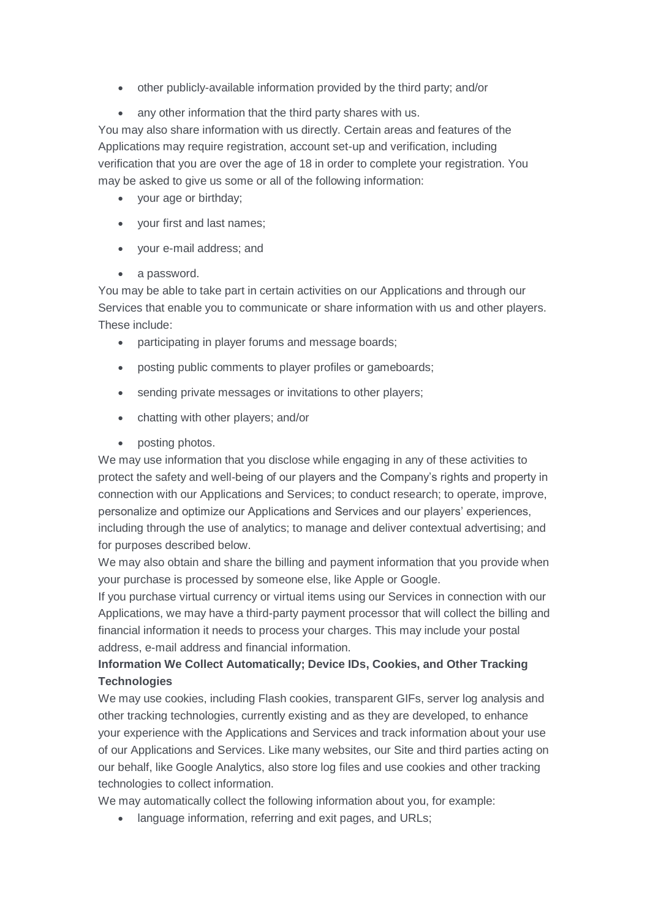- other publicly-available information provided by the third party; and/or
- any other information that the third party shares with us.

You may also share information with us directly. Certain areas and features of the Applications may require registration, account set-up and verification, including verification that you are over the age of 18 in order to complete your registration. You may be asked to give us some or all of the following information:

- your age or birthday;
- your first and last names;
- your e-mail address; and
- a password.

You may be able to take part in certain activities on our Applications and through our Services that enable you to communicate or share information with us and other players. These include:

- participating in player forums and message boards;
- posting public comments to player profiles or gameboards;
- sending private messages or invitations to other players;
- chatting with other players; and/or
- posting photos.

We may use information that you disclose while engaging in any of these activities to protect the safety and well-being of our players and the Company's rights and property in connection with our Applications and Services; to conduct research; to operate, improve, personalize and optimize our Applications and Services and our players' experiences, including through the use of analytics; to manage and deliver contextual advertising; and for purposes described below.

We may also obtain and share the billing and payment information that you provide when your purchase is processed by someone else, like Apple or Google.

If you purchase virtual currency or virtual items using our Services in connection with our Applications, we may have a third-party payment processor that will collect the billing and financial information it needs to process your charges. This may include your postal address, e-mail address and financial information.

**Information We Collect Automatically; Device IDs, Cookies, and Other Tracking Technologies**

We may use cookies, including Flash cookies, transparent GIFs, server log analysis and other tracking technologies, currently existing and as they are developed, to enhance your experience with the Applications and Services and track information about your use of our Applications and Services. Like many websites, our Site and third parties acting on our behalf, like Google Analytics, also store log files and use cookies and other tracking technologies to collect information.

We may automatically collect the following information about you, for example:

- language information, referring and exit pages, and URLs;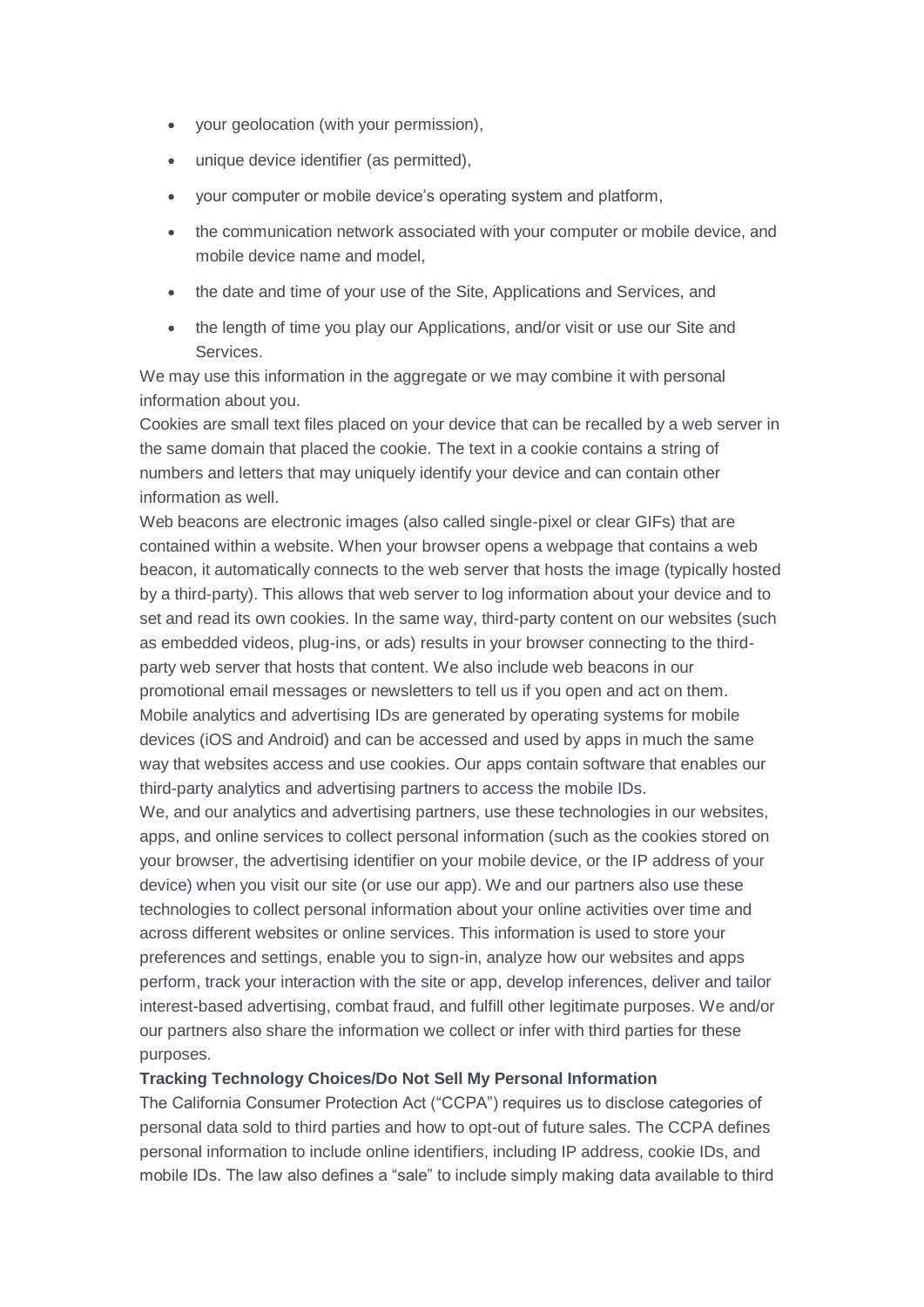- your geolocation (with your permission),
- unique device identifier (as permitted),
- your computer or mobile device's operating system and platform,
- the communication network associated with your computer or mobile device, and mobile device name and model,
- the date and time of your use of the Site, Applications and Services, and
- the length of time you play our Applications, and/or visit or use our Site and Services.

We may use this information in the aggregate or we may combine it with personal information about you.

Cookies are small text files placed on your device that can be recalled by a web server in the same domain that placed the cookie. The text in a cookie contains a string of numbers and letters that may uniquely identify your device and can contain other information as well.

Web beacons are electronic images (also called single-pixel or clear GIFs) that are contained within a website. When your browser opens a webpage that contains a web beacon, it automatically connects to the web server that hosts the image (typically hosted by a third-party). This allows that web server to log information about your device and to set and read its own cookies. In the same way, third-party content on our websites (such as embedded videos, plug-ins, or ads) results in your browser connecting to the third-party web server that hosts that content. We also include web beacons in our promotional email messages or newsletters to tell us if you open and act on them.

Mobile analytics and advertising IDs are generated by operating systems for mobile devices (iOS and Android) and can be accessed and used by apps in much the same way that websites access and use cookies. Our apps contain software that enables our third-party analytics and advertising partners to access the mobile IDs.

We, and our analytics and advertising partners, use these technologies in our websites, apps, and online services to collect personal information (such as the cookies stored on your browser, the advertising identifier on your mobile device, or the IP address of your device) when you visit our site (or use our app). We and our partners also use these technologies to collect personal information about your online activities over time and across different websites or online services. This information is used to store your preferences and settings, enable you to sign-in, analyze how our websites and apps perform, track your interaction with the site or app, develop inferences, deliver and tailor interest-based advertising, combat fraud, and fulfill other legitimate purposes. We and/or our partners also share the information we collect or infer with third parties for these purposes.

**Tracking Technology Choices/Do Not Sell My Personal Information**

The California Consumer Protection Act ("CCPA") requires us to disclose categories of personal data sold to third parties and how to opt-out of future sales. The CCPA defines personal information to include online identifiers, including IP address, cookie IDs, and mobile IDs. The law also defines a "sale" to include simply making data available to third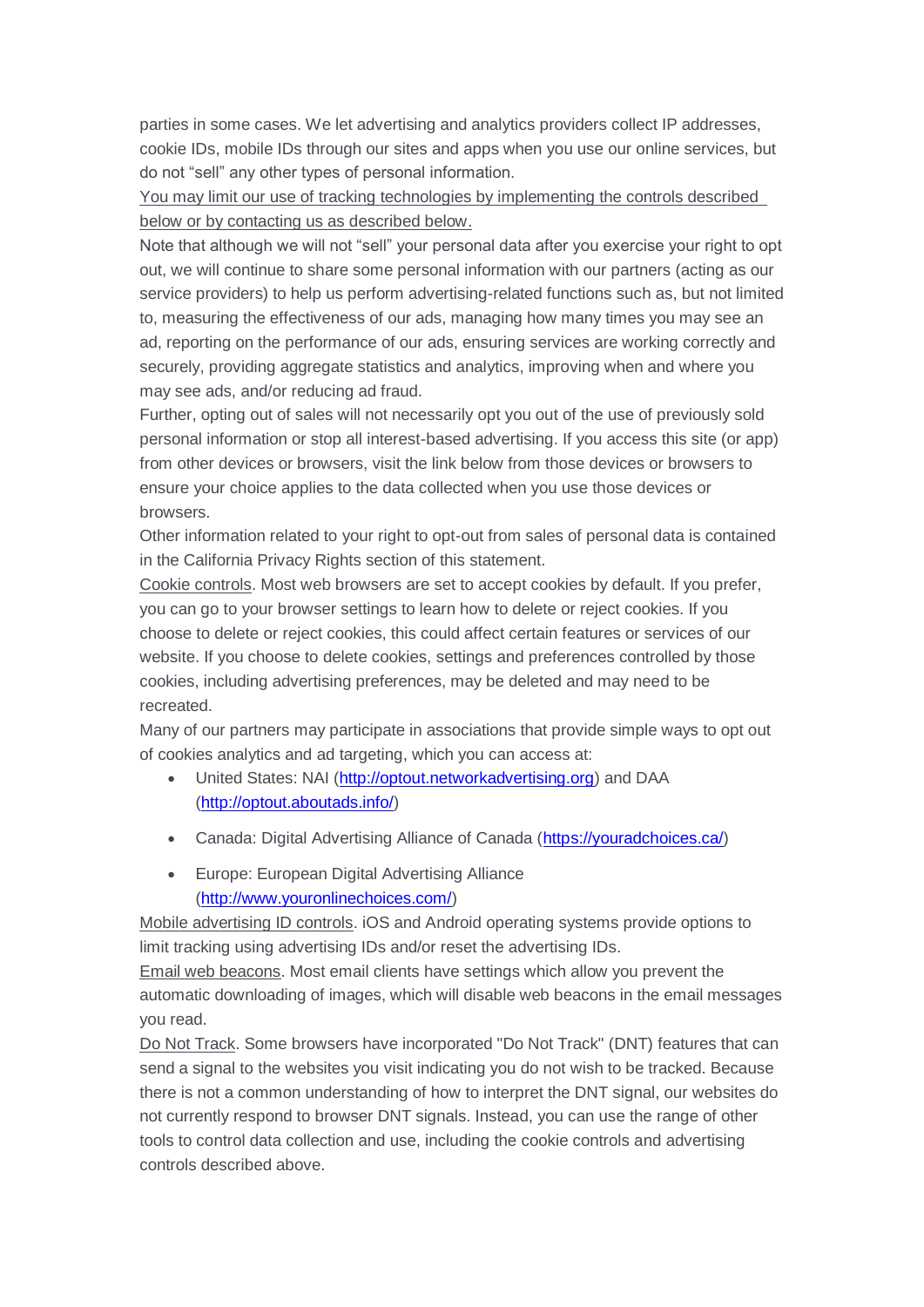parties in some cases. We let advertising and analytics providers collect IP addresses, cookie IDs, mobile IDs through our sites and apps when you use our online services, but do not "sell" any other types of personal information.

You may limit our use of tracking technologies by implementing the controls described below or by contacting us as described below.

Note that although we will not "sell" your personal data after you exercise your right to opt out, we will continue to share some personal information with our partners (acting as our service providers) to help us perform advertising-related functions such as, but not limited to, measuring the effectiveness of our ads, managing how many times you may see an ad, reporting on the performance of our ads, ensuring services are working correctly and securely, providing aggregate statistics and analytics, improving when and where you may see ads, and/or reducing ad fraud.

Further, opting out of sales will not necessarily opt you out of the use of previously sold personal information or stop all interest-based advertising. If you access this site (or app) from other devices or browsers, visit the link below from those devices or browsers to ensure your choice applies to the data collected when you use those devices or browsers.

Other information related to your right to opt-out from sales of personal data is contained in the California Privacy Rights section of this statement.

Cookie controls. Most web browsers are set to accept cookies by default. If you prefer, you can go to your browser settings to learn how to delete or reject cookies. If you choose to delete or reject cookies, this could affect certain features or services of our website. If you choose to delete cookies, settings and preferences controlled by those cookies, including advertising preferences, may be deleted and may need to be recreated.

Many of our partners may participate in associations that provide simple ways to opt out of cookies analytics and ad targeting, which you can access at:

- United States: NAI (http://optout.networkadvertising.org) and DAA (http://optout.aboutads.info/)
- Canada: Digital Advertising Alliance of Canada (https://youradchoices.ca/)
- Europe: European Digital Advertising Alliance (http://www.youronlinechoices.com/)

Mobile advertising ID controls. iOS and Android operating systems provide options to limit tracking using advertising IDs and/or reset the advertising IDs.

Email web beacons. Most email clients have settings which allow you prevent the automatic downloading of images, which will disable web beacons in the email messages you read.

Do Not Track. Some browsers have incorporated "Do Not Track" (DNT) features that can send a signal to the websites you visit indicating you do not wish to be tracked. Because there is not a common understanding of how to interpret the DNT signal, our websites do not currently respond to browser DNT signals. Instead, you can use the range of other tools to control data collection and use, including the cookie controls and advertising controls described above.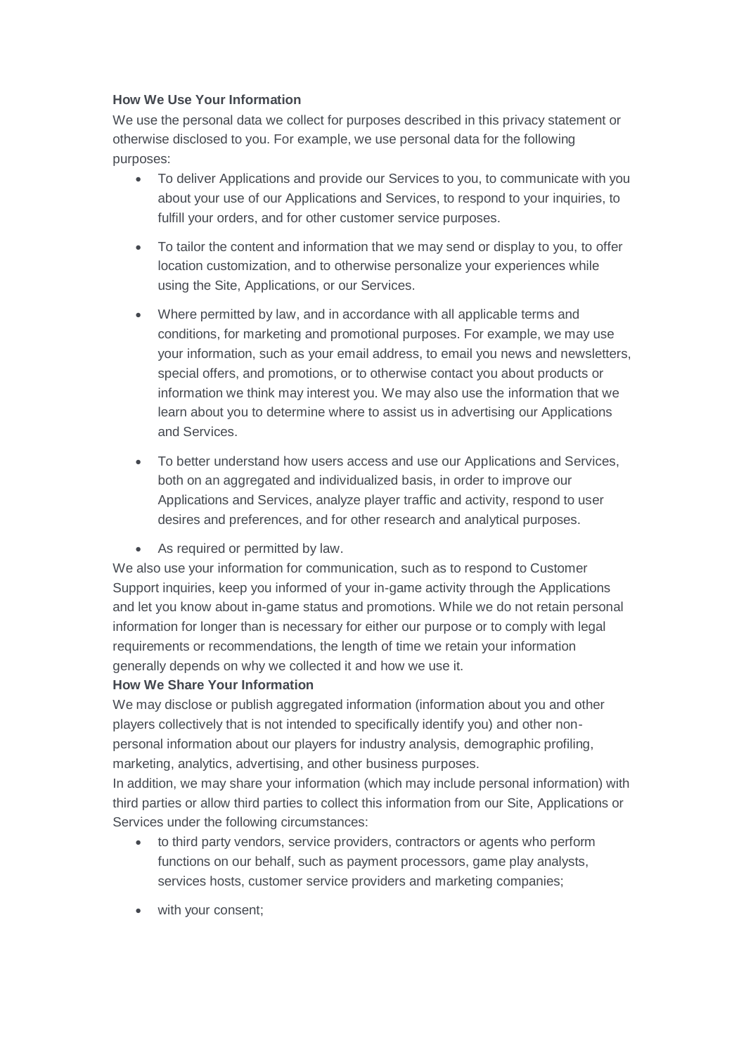**How We Use Your Information**

We use the personal data we collect for purposes described in this privacy statement or otherwise disclosed to you. For example, we use personal data for the following purposes:

- To deliver Applications and provide our Services to you, to communicate with you about your use of our Applications and Services, to respond to your inquiries, to fulfill your orders, and for other customer service purposes.
- To tailor the content and information that we may send or display to you, to offer location customization, and to otherwise personalize your experiences while using the Site, Applications, or our Services.
- Where permitted by law, and in accordance with all applicable terms and conditions, for marketing and promotional purposes. For example, we may use your information, such as your email address, to email you news and newsletters, special offers, and promotions, or to otherwise contact you about products or information we think may interest you. We may also use the information that we learn about you to determine where to assist us in advertising our Applications and Services.
- To better understand how users access and use our Applications and Services, both on an aggregated and individualized basis, in order to improve our Applications and Services, analyze player traffic and activity, respond to user desires and preferences, and for other research and analytical purposes.
- As required or permitted by law.

We also use your information for communication, such as to respond to Customer Support inquiries, keep you informed of your in-game activity through the Applications and let you know about in-game status and promotions. While we do not retain personal information for longer than is necessary for either our purpose or to comply with legal requirements or recommendations, the length of time we retain your information generally depends on why we collected it and how we use it.

**How We Share Your Information**

We may disclose or publish aggregated information (information about you and other players collectively that is not intended to specifically identify you) and other non-personal information about our players for industry analysis, demographic profiling, marketing, analytics, advertising, and other business purposes.

In addition, we may share your information (which may include personal information) with third parties or allow third parties to collect this information from our Site, Applications or Services under the following circumstances:

- to third party vendors, service providers, contractors or agents who perform functions on our behalf, such as payment processors, game play analysts, services hosts, customer service providers and marketing companies;
- with your consent;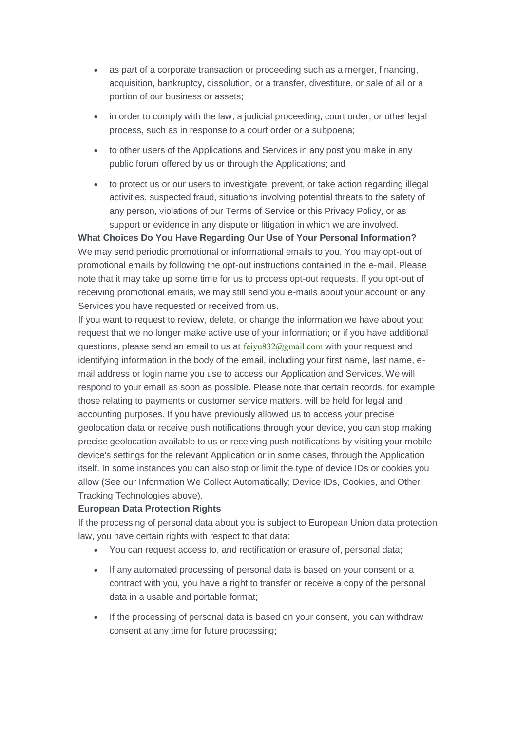- as part of a corporate transaction or proceeding such as a merger, financing, acquisition, bankruptcy, dissolution, or a transfer, divestiture, or sale of all or a portion of our business or assets;
- in order to comply with the law, a judicial proceeding, court order, or other legal process, such as in response to a court order or a subpoena;
- to other users of the Applications and Services in any post you make in any public forum offered by us or through the Applications; and
- to protect us or our users to investigate, prevent, or take action regarding illegal activities, suspected fraud, situations involving potential threats to the safety of any person, violations of our Terms of Service or this Privacy Policy, or as support or evidence in any dispute or litigation in which we are involved.

**What Choices Do You Have Regarding Our Use of Your Personal Information?**

We may send periodic promotional or informational emails to you. You may opt-out of promotional emails by following the opt-out instructions contained in the e-mail. Please note that it may take up some time for us to process opt-out requests. If you opt-out of receiving promotional emails, we may still send you e-mails about your account or any Services you have requested or received from us.

If you want to request to review, delete, or change the information we have about you; request that we no longer make active use of your information; or if you have additional questions, please send an email to us at feiyu832@gmail.com with your request and identifying information in the body of the email, including your first name, last name, e-mail address or login name you use to access our Application and Services. We will respond to your email as soon as possible. Please note that certain records, for example those relating to payments or customer service matters, will be held for legal and accounting purposes. If you have previously allowed us to access your precise geolocation data or receive push notifications through your device, you can stop making precise geolocation available to us or receiving push notifications by visiting your mobile device's settings for the relevant Application or in some cases, through the Application itself. In some instances you can also stop or limit the type of device IDs or cookies you allow (See our Information We Collect Automatically; Device IDs, Cookies, and Other Tracking Technologies above).

**European Data Protection Rights**

If the processing of personal data about you is subject to European Union data protection law, you have certain rights with respect to that data:

- You can request access to, and rectification or erasure of, personal data;
- If any automated processing of personal data is based on your consent or a contract with you, you have a right to transfer or receive a copy of the personal data in a usable and portable format;
- If the processing of personal data is based on your consent, you can withdraw consent at any time for future processing;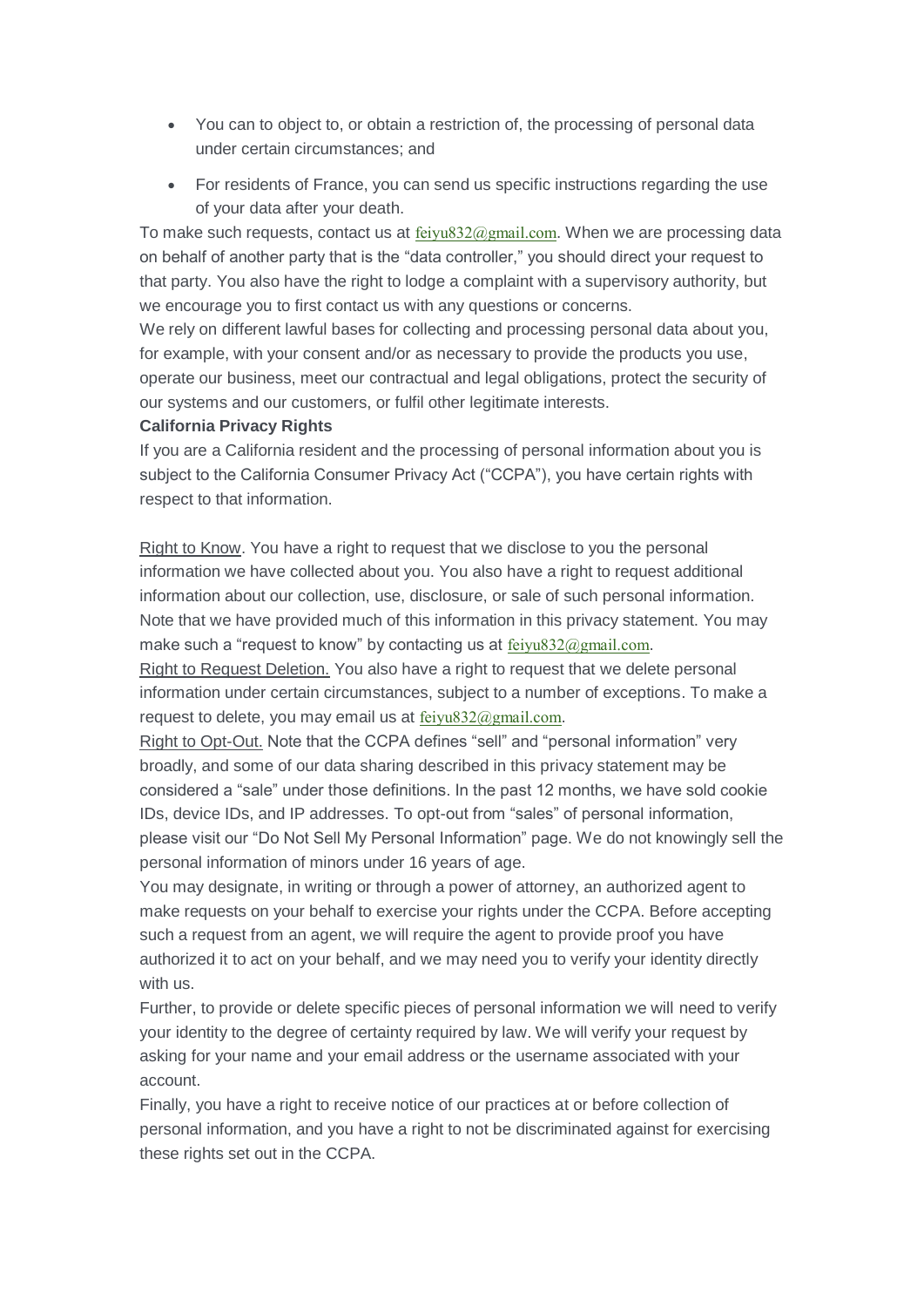- You can to object to, or obtain a restriction of, the processing of personal data under certain circumstances; and
- For residents of France, you can send us specific instructions regarding the use of your data after your death.

To make such requests, contact us at feiyu832@gmail.com. When we are processing data on behalf of another party that is the "data controller," you should direct your request to that party. You also have the right to lodge a complaint with a supervisory authority, but we encourage you to first contact us with any questions or concerns.

We rely on different lawful bases for collecting and processing personal data about you, for example, with your consent and/or as necessary to provide the products you use, operate our business, meet our contractual and legal obligations, protect the security of our systems and our customers, or fulfil other legitimate interests.

**California Privacy Rights**

If you are a California resident and the processing of personal information about you is subject to the California Consumer Privacy Act ("CCPA"), you have certain rights with respect to that information.

Right to Know. You have a right to request that we disclose to you the personal information we have collected about you. You also have a right to request additional information about our collection, use, disclosure, or sale of such personal information. Note that we have provided much of this information in this privacy statement. You may make such a "request to know" by contacting us at feiyu832@gmail.com.

Right to Request Deletion. You also have a right to request that we delete personal information under certain circumstances, subject to a number of exceptions. To make a request to delete, you may email us at feiyu832@gmail.com.

Right to Opt-Out. Note that the CCPA defines "sell" and "personal information" very broadly, and some of our data sharing described in this privacy statement may be considered a "sale" under those definitions. In the past 12 months, we have sold cookie IDs, device IDs, and IP addresses. To opt-out from "sales" of personal information, please visit our "Do Not Sell My Personal Information" page. We do not knowingly sell the personal information of minors under 16 years of age.

You may designate, in writing or through a power of attorney, an authorized agent to make requests on your behalf to exercise your rights under the CCPA. Before accepting such a request from an agent, we will require the agent to provide proof you have authorized it to act on your behalf, and we may need you to verify your identity directly with us.

Further, to provide or delete specific pieces of personal information we will need to verify your identity to the degree of certainty required by law. We will verify your request by asking for your name and your email address or the username associated with your account.

Finally, you have a right to receive notice of our practices at or before collection of personal information, and you have a right to not be discriminated against for exercising these rights set out in the CCPA.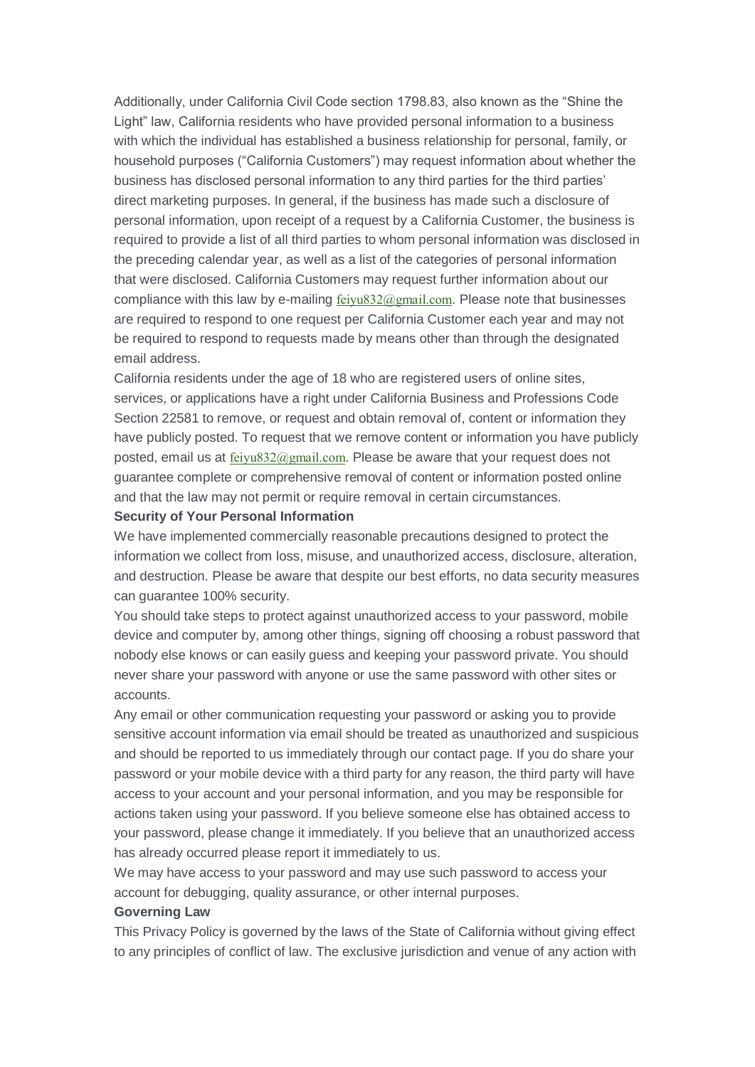Additionally, under California Civil Code section 1798.83, also known as the "Shine the Light" law, California residents who have provided personal information to a business with which the individual has established a business relationship for personal, family, or household purposes ("California Customers") may request information about whether the business has disclosed personal information to any third parties for the third parties' direct marketing purposes. In general, if the business has made such a disclosure of personal information, upon receipt of a request by a California Customer, the business is required to provide a list of all third parties to whom personal information was disclosed in the preceding calendar year, as well as a list of the categories of personal information that were disclosed. California Customers may request further information about our compliance with this law by e-mailing feiyu832@gmail.com. Please note that businesses are required to respond to one request per California Customer each year and may not be required to respond to requests made by means other than through the designated email address.

California residents under the age of 18 who are registered users of online sites, services, or applications have a right under California Business and Professions Code Section 22581 to remove, or request and obtain removal of, content or information they have publicly posted. To request that we remove content or information you have publicly posted, email us at feiyu832@gmail.com. Please be aware that your request does not guarantee complete or comprehensive removal of content or information posted online and that the law may not permit or require removal in certain circumstances.

**Security of Your Personal Information**

We have implemented commercially reasonable precautions designed to protect the information we collect from loss, misuse, and unauthorized access, disclosure, alteration, and destruction. Please be aware that despite our best efforts, no data security measures can guarantee 100% security.

You should take steps to protect against unauthorized access to your password, mobile device and computer by, among other things, signing off choosing a robust password that nobody else knows or can easily guess and keeping your password private. You should never share your password with anyone or use the same password with other sites or accounts.

Any email or other communication requesting your password or asking you to provide sensitive account information via email should be treated as unauthorized and suspicious and should be reported to us immediately through our contact page. If you do share your password or your mobile device with a third party for any reason, the third party will have access to your account and your personal information, and you may be responsible for actions taken using your password. If you believe someone else has obtained access to your password, please change it immediately. If you believe that an unauthorized access has already occurred please report it immediately to us.

We may have access to your password and may use such password to access your account for debugging, quality assurance, or other internal purposes.

**Governing Law**

This Privacy Policy is governed by the laws of the State of California without giving effect to any principles of conflict of law. The exclusive jurisdiction and venue of any action with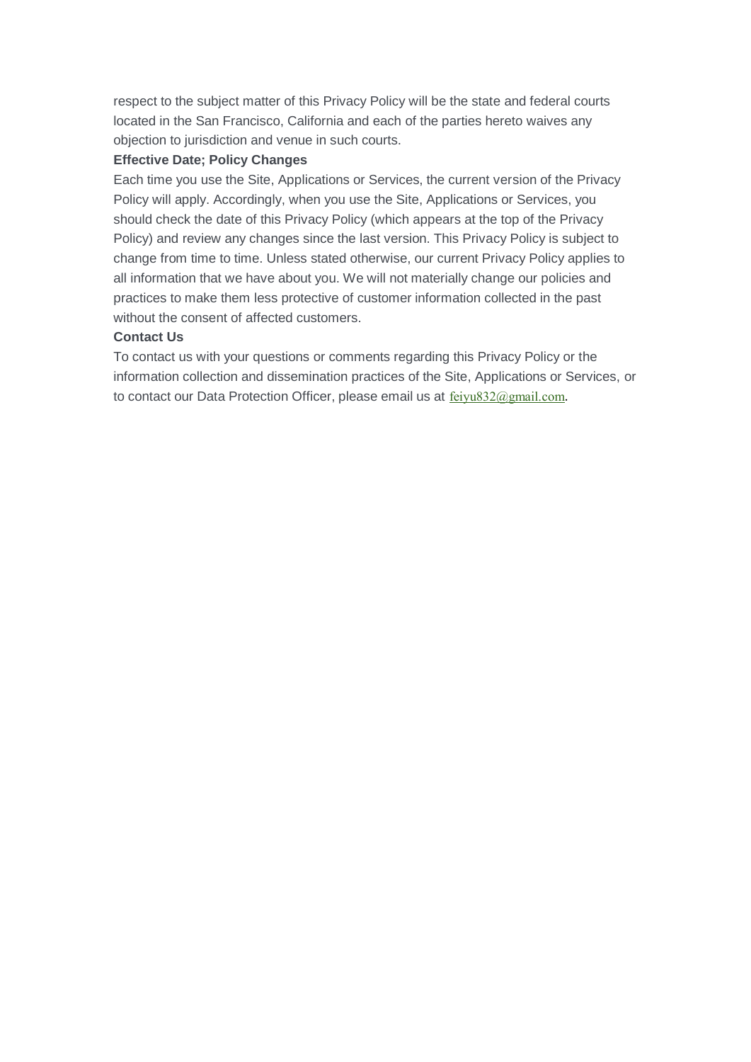respect to the subject matter of this Privacy Policy will be the state and federal courts located in the San Francisco, California and each of the parties hereto waives any objection to jurisdiction and venue in such courts.

**Effective Date; Policy Changes**

Each time you use the Site, Applications or Services, the current version of the Privacy Policy will apply. Accordingly, when you use the Site, Applications or Services, you should check the date of this Privacy Policy (which appears at the top of the Privacy Policy) and review any changes since the last version. This Privacy Policy is subject to change from time to time. Unless stated otherwise, our current Privacy Policy applies to all information that we have about you. We will not materially change our policies and practices to make them less protective of customer information collected in the past without the consent of affected customers.

**Contact Us**

To contact us with your questions or comments regarding this Privacy Policy or the information collection and dissemination practices of the Site, Applications or Services, or to contact our Data Protection Officer, please email us at feiyu832@gmail.com.